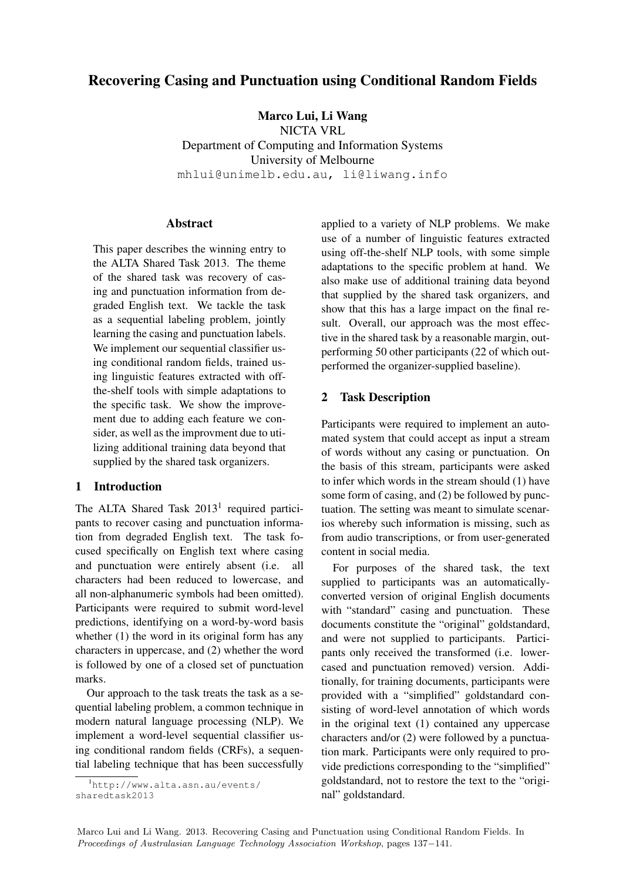# Recovering Casing and Punctuation using Conditional Random Fields

**Marco Lui, Li Wang**
NICTA VRL
Department of Computing and Information Systems
University of Melbourne
mhlui@unimelb.edu.au, li@liwang.info

## Abstract

This paper describes the winning entry to the ALTA Shared Task 2013. The theme of the shared task was recovery of casing and punctuation information from degraded English text. We tackle the task as a sequential labeling problem, jointly learning the casing and punctuation labels. We implement our sequential classifier using conditional random fields, trained using linguistic features extracted with off-the-shelf tools with simple adaptations to the specific task. We show the improvement due to adding each feature we consider, as well as the improvment due to utilizing additional training data beyond that supplied by the shared task organizers.

## 1 Introduction

The ALTA Shared Task 2013[1] required participants to recover casing and punctuation information from degraded English text. The task focused specifically on English text where casing and punctuation were entirely absent (i.e. all characters had been reduced to lowercase, and all non-alphanumeric symbols had been omitted). Participants were required to submit word-level predictions, identifying on a word-by-word basis whether (1) the word in its original form has any characters in uppercase, and (2) whether the word is followed by one of a closed set of punctuation marks.

Our approach to the task treats the task as a sequential labeling problem, a common technique in modern natural language processing (NLP). We implement a word-level sequential classifier using conditional random fields (CRFs), a sequential labeling technique that has been successfully applied to a variety of NLP problems. We make use of a number of linguistic features extracted using off-the-shelf NLP tools, with some simple adaptations to the specific problem at hand. We also make use of additional training data beyond that supplied by the shared task organizers, and show that this has a large impact on the final result. Overall, our approach was the most effective in the shared task by a reasonable margin, outperforming 50 other participants (22 of which outperformed the organizer-supplied baseline).

[1] http://www.alta.asn.au/events/sharedtask2013

## 2 Task Description

Participants were required to implement an automated system that could accept as input a stream of words without any casing or punctuation. On the basis of this stream, participants were asked to infer which words in the stream should (1) have some form of casing, and (2) be followed by punctuation. The setting was meant to simulate scenarios whereby such information is missing, such as from audio transcriptions, or from user-generated content in social media.

For purposes of the shared task, the text supplied to participants was an automatically-converted version of original English documents with "standard" casing and punctuation. These documents constitute the "original" goldstandard, and were not supplied to participants. Participants only received the transformed (i.e. lowercased and punctuation removed) version. Additionally, for training documents, participants were provided with a "simplified" goldstandard consisting of word-level annotation of which words in the original text (1) contained any uppercase characters and/or (2) were followed by a punctuation mark. Participants were only required to provide predictions corresponding to the "simplified" goldstandard, not to restore the text to the "original" goldstandard.

Marco Lui and Li Wang. 2013. Recovering Casing and Punctuation using Conditional Random Fields. In *Proceedings of Australasian Language Technology Association Workshop*, pages 137−141.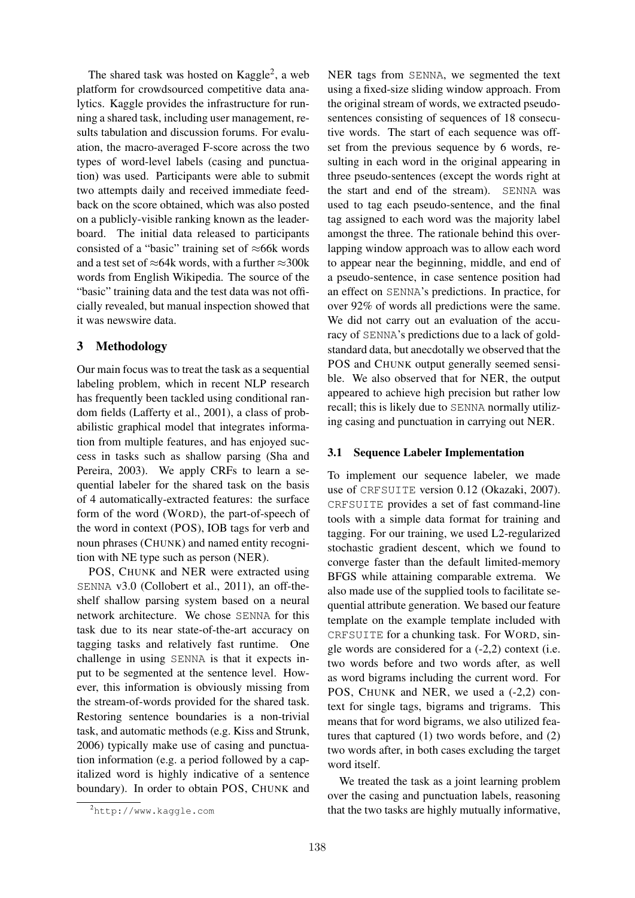The shared task was hosted on Kaggle[2], a web platform for crowdsourced competitive data analytics. Kaggle provides the infrastructure for running a shared task, including user management, results tabulation and discussion forums. For evaluation, the macro-averaged F-score across the two types of word-level labels (casing and punctuation) was used. Participants were able to submit two attempts daily and received immediate feedback on the score obtained, which was also posted on a publicly-visible ranking known as the leaderboard. The initial data released to participants consisted of a "basic" training set of ≈66k words and a test set of ≈64k words, with a further ≈300k words from English Wikipedia. The source of the "basic" training data and the test data was not officially revealed, but manual inspection showed that it was newswire data.

## 3 Methodology

Our main focus was to treat the task as a sequential labeling problem, which in recent NLP research has frequently been tackled using conditional random fields (Lafferty et al., 2001), a class of probabilistic graphical model that integrates information from multiple features, and has enjoyed success in tasks such as shallow parsing (Sha and Pereira, 2003). We apply CRFs to learn a sequential labeler for the shared task on the basis of 4 automatically-extracted features: the surface form of the word (WORD), the part-of-speech of the word in context (POS), IOB tags for verb and noun phrases (CHUNK) and named entity recognition with NE type such as person (NER).

POS, CHUNK and NER were extracted using SENNA v3.0 (Collobert et al., 2011), an off-the-shelf shallow parsing system based on a neural network architecture. We chose SENNA for this task due to its near state-of-the-art accuracy on tagging tasks and relatively fast runtime. One challenge in using SENNA is that it expects input to be segmented at the sentence level. However, this information is obviously missing from the stream-of-words provided for the shared task. Restoring sentence boundaries is a non-trivial task, and automatic methods (e.g. Kiss and Strunk, 2006) typically make use of casing and punctuation information (e.g. a period followed by a capitalized word is highly indicative of a sentence boundary). In order to obtain POS, CHUNK and NER tags from SENNA, we segmented the text using a fixed-size sliding window approach. From the original stream of words, we extracted pseudo-sentences consisting of sequences of 18 consecutive words. The start of each sequence was offset from the previous sequence by 6 words, resulting in each word in the original appearing in three pseudo-sentences (except the words right at the start and end of the stream). SENNA was used to tag each pseudo-sentence, and the final tag assigned to each word was the majority label amongst the three. The rationale behind this overlapping window approach was to allow each word to appear near the beginning, middle, and end of a pseudo-sentence, in case sentence position had an effect on SENNA's predictions. In practice, for over 92% of words all predictions were the same. We did not carry out an evaluation of the accuracy of SENNA's predictions due to a lack of gold-standard data, but anecdotally we observed that the POS and CHUNK output generally seemed sensible. We also observed that for NER, the output appeared to achieve high precision but rather low recall; this is likely due to SENNA normally utilizing casing and punctuation in carrying out NER.

### 3.1 Sequence Labeler Implementation

To implement our sequence labeler, we made use of CRFSUITE version 0.12 (Okazaki, 2007). CRFSUITE provides a set of fast command-line tools with a simple data format for training and tagging. For our training, we used L2-regularized stochastic gradient descent, which we found to converge faster than the default limited-memory BFGS while attaining comparable extrema. We also made use of the supplied tools to facilitate sequential attribute generation. We based our feature template on the example template included with CRFSUITE for a chunking task. For WORD, single words are considered for a (-2,2) context (i.e. two words before and two words after, as well as word bigrams including the current word. For POS, CHUNK and NER, we used a (-2,2) context for single tags, bigrams and trigrams. This means that for word bigrams, we also utilized features that captured (1) two words before, and (2) two words after, in both cases excluding the target word itself.

We treated the task as a joint learning problem over the casing and punctuation labels, reasoning that the two tasks are highly mutually informative,

[2] http://www.kaggle.com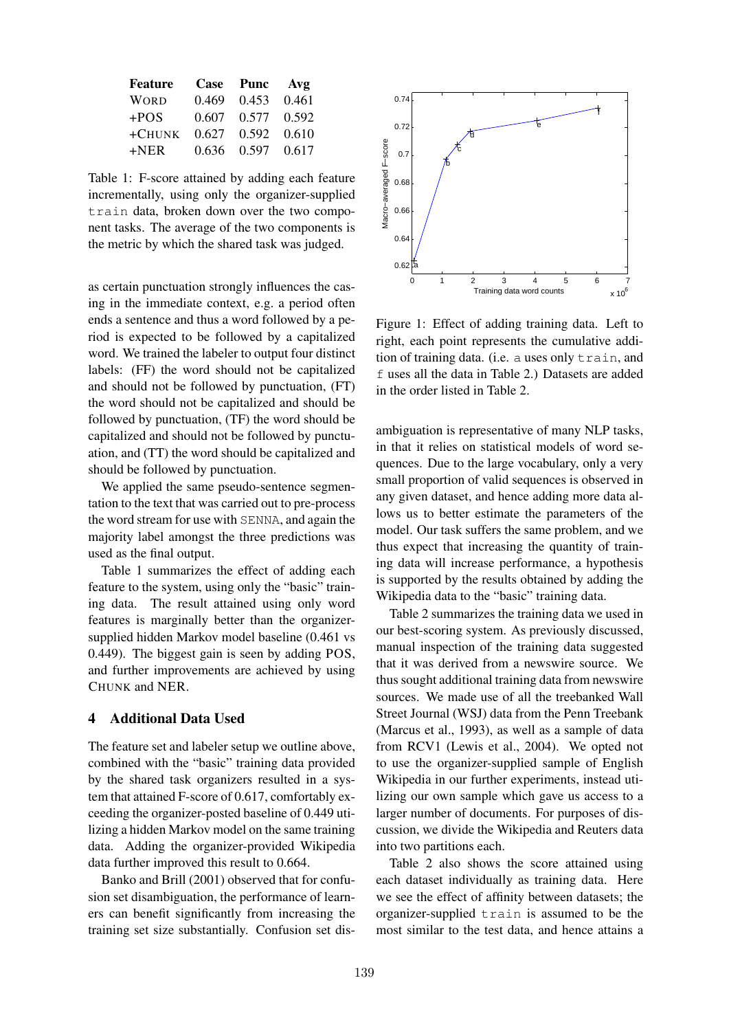| Feature | Case | Punc | Avg |
|---|---|---|---|
| WORD | 0.469 | 0.453 | 0.461 |
| +POS | 0.607 | 0.577 | 0.592 |
| +CHUNK | 0.627 | 0.592 | 0.610 |
| +NER | 0.636 | 0.597 | 0.617 |

Table 1: F-score attained by adding each feature incrementally, using only the organizer-supplied `train` data, broken down over the two component tasks. The average of the two components is the metric by which the shared task was judged.

as certain punctuation strongly influences the casing in the immediate context, e.g. a period often ends a sentence and thus a word followed by a period is expected to be followed by a capitalized word. We trained the labeler to output four distinct labels: (FF) the word should not be capitalized and should not be followed by punctuation, (FT) the word should not be capitalized and should be followed by punctuation, (TF) the word should be capitalized and should not be followed by punctuation, and (TT) the word should be capitalized and should be followed by punctuation.

We applied the same pseudo-sentence segmentation to the text that was carried out to pre-process the word stream for use with `SENNA`, and again the majority label amongst the three predictions was used as the final output.

Table 1 summarizes the effect of adding each feature to the system, using only the "basic" training data. The result attained using only word features is marginally better than the organizer-supplied hidden Markov model baseline (0.461 vs 0.449). The biggest gain is seen by adding POS, and further improvements are achieved by using CHUNK and NER.

## 4 Additional Data Used

The feature set and labeler setup we outline above, combined with the "basic" training data provided by the shared task organizers resulted in a system that attained F-score of 0.617, comfortably exceeding the organizer-posted baseline of 0.449 utilizing a hidden Markov model on the same training data. Adding the organizer-provided Wikipedia data further improved this result to 0.664.

Banko and Brill (2001) observed that for confusion set disambiguation, the performance of learners can benefit significantly from increasing the training set size substantially. Confusion set disambiguation is representative of many NLP tasks, in that it relies on statistical models of word sequences. Due to the large vocabulary, only a very small proportion of valid sequences is observed in any given dataset, and hence adding more data allows us to better estimate the parameters of the model. Our task suffers the same problem, and we thus expect that increasing the quantity of training data will increase performance, a hypothesis is supported by the results obtained by adding the Wikipedia data to the "basic" training data.

Figure 1: Effect of adding training data. Left to right, each point represents the cumulative addition of training data. (i.e. `a` uses only `train`, and `f` uses all the data in Table 2.) Datasets are added in the order listed in Table 2.

Table 2 summarizes the training data we used in our best-scoring system. As previously discussed, manual inspection of the training data suggested that it was derived from a newswire source. We thus sought additional training data from newswire sources. We made use of all the treebanked Wall Street Journal (WSJ) data from the Penn Treebank (Marcus et al., 1993), as well as a sample of data from RCV1 (Lewis et al., 2004). We opted not to use the organizer-supplied sample of English Wikipedia in our further experiments, instead utilizing our own sample which gave us access to a larger number of documents. For purposes of discussion, we divide the Wikipedia and Reuters data into two partitions each.

Table 2 also shows the score attained using each dataset individually as training data. Here we see the effect of affinity between datasets; the organizer-supplied `train` is assumed to be the most similar to the test data, and hence attains a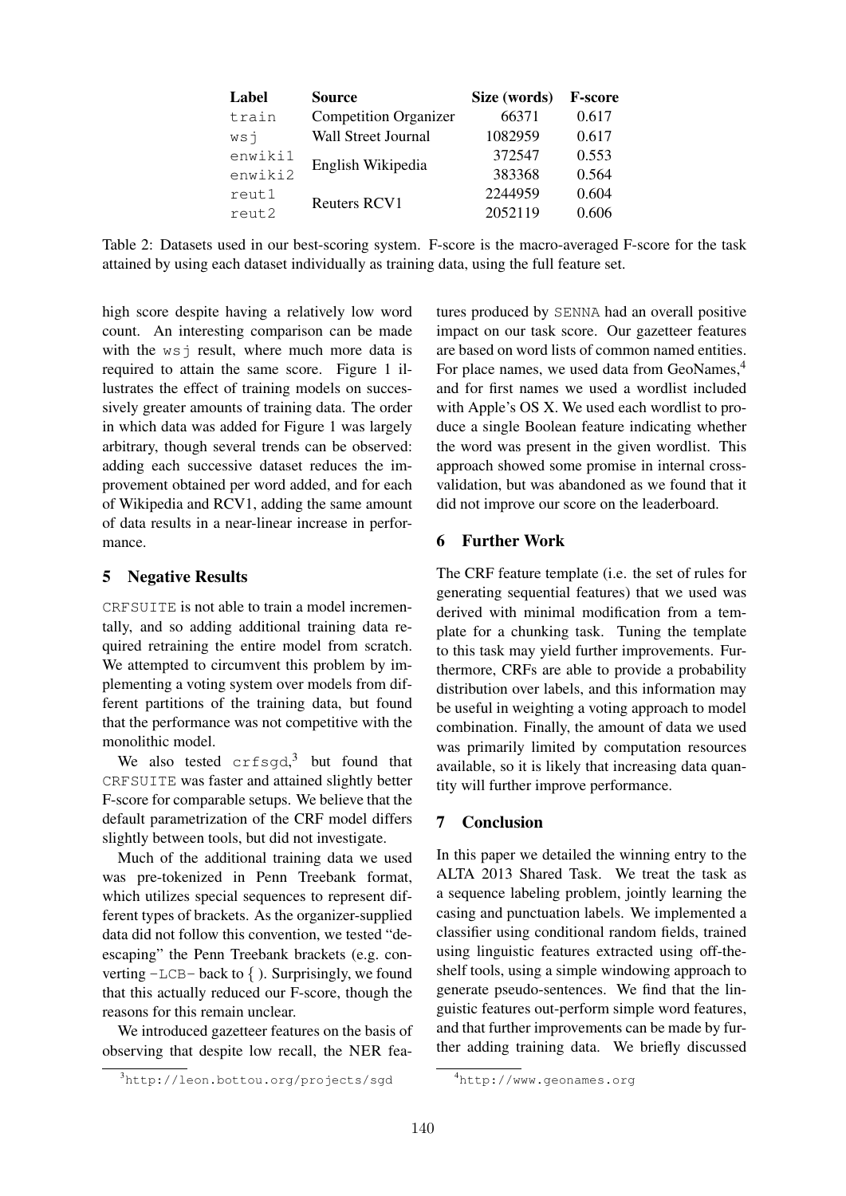| Label | Source | Size (words) | F-score |
|---|---|---|---|
| train | Competition Organizer | 66371 | 0.617 |
| wsj | Wall Street Journal | 1082959 | 0.617 |
| enwiki1 | English Wikipedia | 372547 | 0.553 |
| enwiki2 | | 383368 | 0.564 |
| reut1 | Reuters RCV1 | 2244959 | 0.604 |
| reut2 | | 2052119 | 0.606 |

Table 2: Datasets used in our best-scoring system. F-score is the macro-averaged F-score for the task attained by using each dataset individually as training data, using the full feature set.

high score despite having a relatively low word count. An interesting comparison can be made with the `wsj` result, where much more data is required to attain the same score. Figure 1 illustrates the effect of training models on successively greater amounts of training data. The order in which data was added for Figure 1 was largely arbitrary, though several trends can be observed: adding each successive dataset reduces the improvement obtained per word added, and for each of Wikipedia and RCV1, adding the same amount of data results in a near-linear increase in performance.

## 5 Negative Results

CRFSUITE is not able to train a model incrementally, and so adding additional training data required retraining the entire model from scratch. We attempted to circumvent this problem by implementing a voting system over models from different partitions of the training data, but found that the performance was not competitive with the monolithic model.

We also tested `crfsgd`,[3] but found that CRFSUITE was faster and attained slightly better F-score for comparable setups. We believe that the default parametrization of the CRF model differs slightly between tools, but did not investigate.

Much of the additional training data we used was pre-tokenized in Penn Treebank format, which utilizes special sequences to represent different types of brackets. As the organizer-supplied data did not follow this convention, we tested "de-escaping" the Penn Treebank brackets (e.g. converting `-LCB-` back to { ). Surprisingly, we found that this actually reduced our F-score, though the reasons for this remain unclear.

We introduced gazetteer features on the basis of observing that despite low recall, the NER features produced by SENNA had an overall positive impact on our task score. Our gazetteer features are based on word lists of common named entities. For place names, we used data from GeoNames,[4] and for first names we used a wordlist included with Apple's OS X. We used each wordlist to produce a single Boolean feature indicating whether the word was present in the given wordlist. This approach showed some promise in internal cross-validation, but was abandoned as we found that it did not improve our score on the leaderboard.

## 6 Further Work

The CRF feature template (i.e. the set of rules for generating sequential features) that we used was derived with minimal modification from a template for a chunking task. Tuning the template to this task may yield further improvements. Furthermore, CRFs are able to provide a probability distribution over labels, and this information may be useful in weighting a voting approach to model combination. Finally, the amount of data we used was primarily limited by computation resources available, so it is likely that increasing data quantity will further improve performance.

## 7 Conclusion

In this paper we detailed the winning entry to the ALTA 2013 Shared Task. We treat the task as a sequence labeling problem, jointly learning the casing and punctuation labels. We implemented a classifier using conditional random fields, trained using linguistic features extracted using off-the-shelf tools, using a simple windowing approach to generate pseudo-sentences. We find that the linguistic features out-perform simple word features, and that further improvements can be made by further adding training data. We briefly discussed

[3] http://leon.bottou.org/projects/sgd

[4] http://www.geonames.org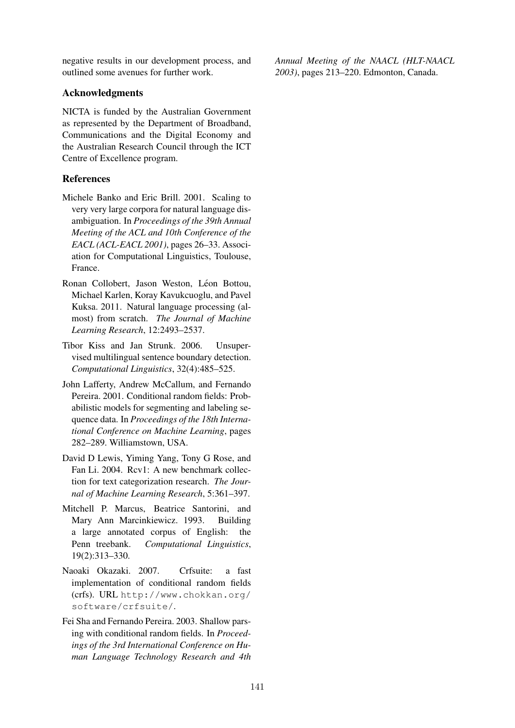negative results in our development process, and outlined some avenues for further work.

## Acknowledgments

NICTA is funded by the Australian Government as represented by the Department of Broadband, Communications and the Digital Economy and the Australian Research Council through the ICT Centre of Excellence program.

## References

Michele Banko and Eric Brill. 2001. Scaling to very very large corpora for natural language disambiguation. In *Proceedings of the 39th Annual Meeting of the ACL and 10th Conference of the EACL (ACL-EACL 2001)*, pages 26–33. Association for Computational Linguistics, Toulouse, France.

Ronan Collobert, Jason Weston, Léon Bottou, Michael Karlen, Koray Kavukcuoglu, and Pavel Kuksa. 2011. Natural language processing (almost) from scratch. *The Journal of Machine Learning Research*, 12:2493–2537.

Tibor Kiss and Jan Strunk. 2006. Unsupervised multilingual sentence boundary detection. *Computational Linguistics*, 32(4):485–525.

John Lafferty, Andrew McCallum, and Fernando Pereira. 2001. Conditional random fields: Probabilistic models for segmenting and labeling sequence data. In *Proceedings of the 18th International Conference on Machine Learning*, pages 282–289. Williamstown, USA.

David D Lewis, Yiming Yang, Tony G Rose, and Fan Li. 2004. Rcv1: A new benchmark collection for text categorization research. *The Journal of Machine Learning Research*, 5:361–397.

Mitchell P. Marcus, Beatrice Santorini, and Mary Ann Marcinkiewicz. 1993. Building a large annotated corpus of English: the Penn treebank. *Computational Linguistics*, 19(2):313–330.

Naoaki Okazaki. 2007. Crfsuite: a fast implementation of conditional random fields (crfs). URL `http://www.chokkan.org/software/crfsuite/`.

Fei Sha and Fernando Pereira. 2003. Shallow parsing with conditional random fields. In *Proceedings of the 3rd International Conference on Human Language Technology Research and 4th Annual Meeting of the NAACL (HLT-NAACL 2003)*, pages 213–220. Edmonton, Canada.